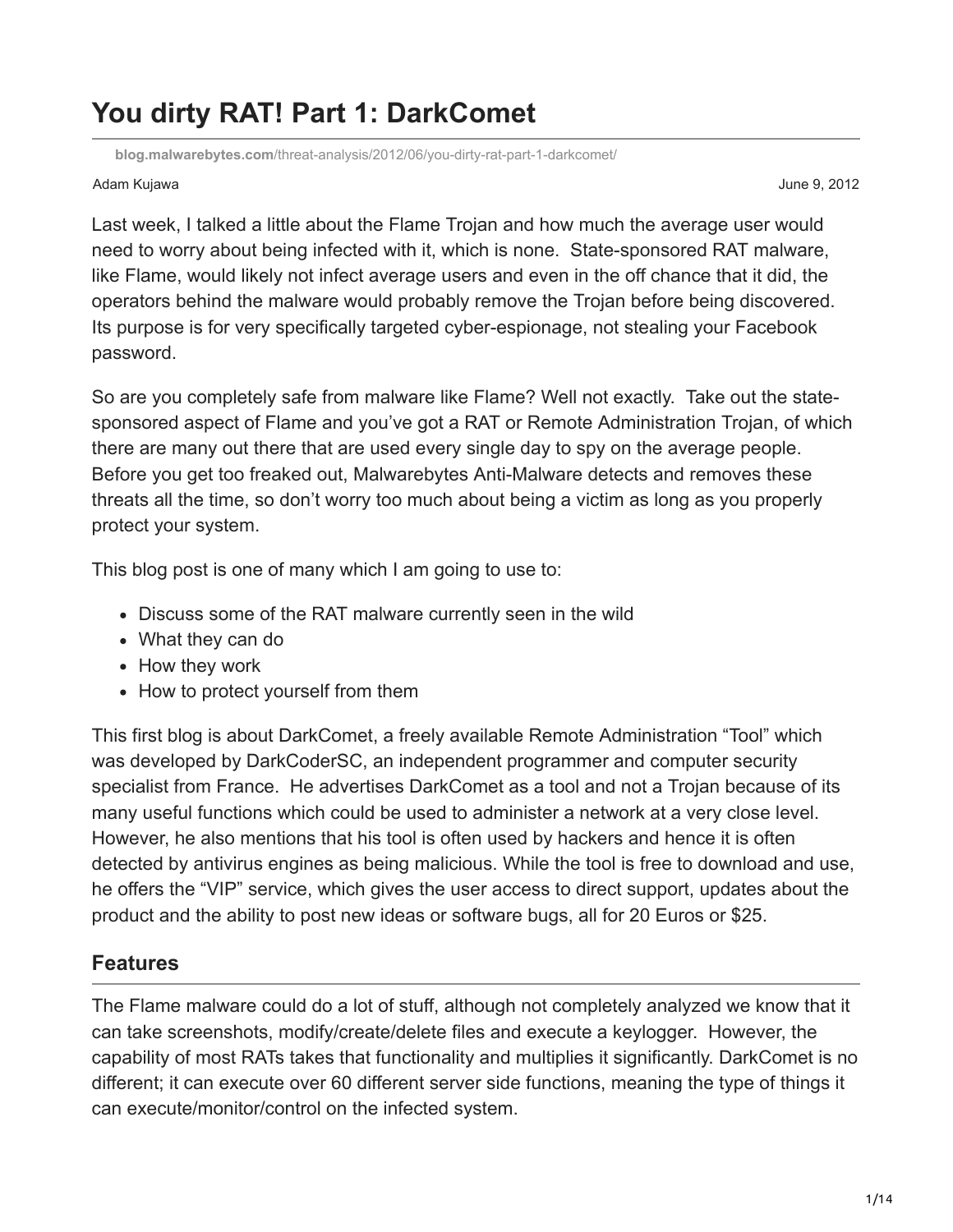# You dirty RAT! Part 1: DarkComet

**blog.malwarebytes.com**/threat-analysis/2012/06/you-dirty-rat-part-1-darkcomet/

Adam Kujawa June 9, 2012

Last week, I talked a little about the Flame Trojan and how much the average user would need to worry about being infected with it, which is none. State-sponsored RAT malware, like Flame, would likely not infect average users and even in the off chance that it did, the operators behind the malware would probably remove the Trojan before being discovered. Its purpose is for very specifically targeted cyber-espionage, not stealing your Facebook password.

So are you completely safe from malware like Flame? Well not exactly. Take out the state-sponsored aspect of Flame and you've got a RAT or Remote Administration Trojan, of which there are many out there that are used every single day to spy on the average people. Before you get too freaked out, Malwarebytes Anti-Malware detects and removes these threats all the time, so don't worry too much about being a victim as long as you properly protect your system.

This blog post is one of many which I am going to use to:

- Discuss some of the RAT malware currently seen in the wild
- What they can do
- How they work
- How to protect yourself from them

This first blog is about DarkComet, a freely available Remote Administration "Tool" which was developed by DarkCoderSC, an independent programmer and computer security specialist from France. He advertises DarkComet as a tool and not a Trojan because of its many useful functions which could be used to administer a network at a very close level. However, he also mentions that his tool is often used by hackers and hence it is often detected by antivirus engines as being malicious. While the tool is free to download and use, he offers the "VIP" service, which gives the user access to direct support, updates about the product and the ability to post new ideas or software bugs, all for 20 Euros or $25.

## Features

The Flame malware could do a lot of stuff, although not completely analyzed we know that it can take screenshots, modify/create/delete files and execute a keylogger. However, the capability of most RATs takes that functionality and multiplies it significantly. DarkComet is no different; it can execute over 60 different server side functions, meaning the type of things it can execute/monitor/control on the infected system.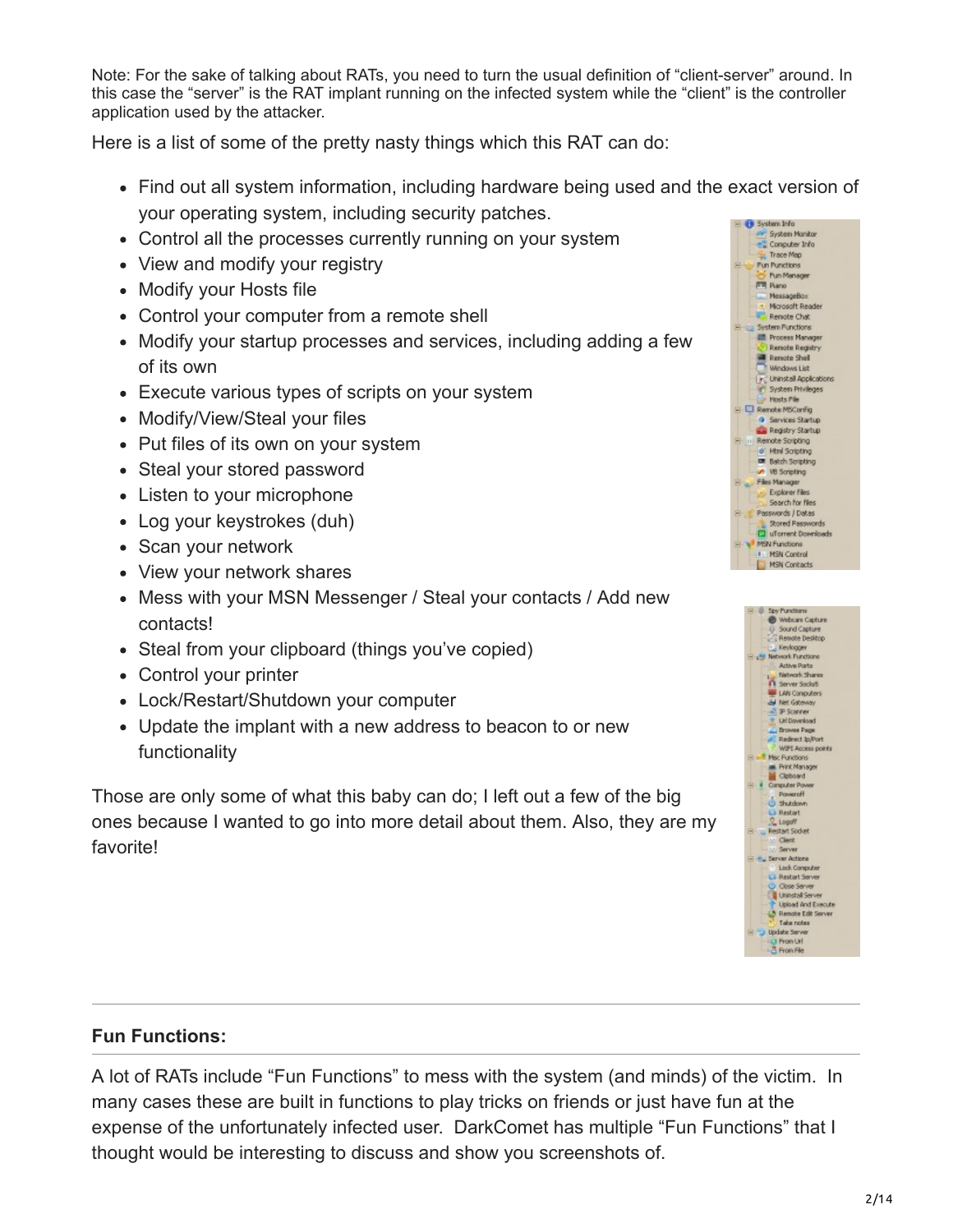Note: For the sake of talking about RATs, you need to turn the usual definition of “client-server” around. In this case the “server” is the RAT implant running on the infected system while the “client” is the controller application used by the attacker.

Here is a list of some of the pretty nasty things which this RAT can do:

- Find out all system information, including hardware being used and the exact version of your operating system, including security patches.
- Control all the processes currently running on your system
- View and modify your registry
- Modify your Hosts file
- Control your computer from a remote shell
- Modify your startup processes and services, including adding a few of its own
- Execute various types of scripts on your system
- Modify/View/Steal your files
- Put files of its own on your system
- Steal your stored password
- Listen to your microphone
- Log your keystrokes (duh)
- Scan your network
- View your network shares
- Mess with your MSN Messenger / Steal your contacts / Add new contacts!
- Steal from your clipboard (things you’ve copied)
- Control your printer
- Lock/Restart/Shutdown your computer
- Update the implant with a new address to beacon to or new functionality

Those are only some of what this baby can do; I left out a few of the big ones because I wanted to go into more detail about them. Also, they are my favorite!

---

**Fun Functions:**

A lot of RATs include “Fun Functions” to mess with the system (and minds) of the victim. In many cases these are built in functions to play tricks on friends or just have fun at the expense of the unfortunately infected user. DarkComet has multiple “Fun Functions” that I thought would be interesting to discuss and show you screenshots of.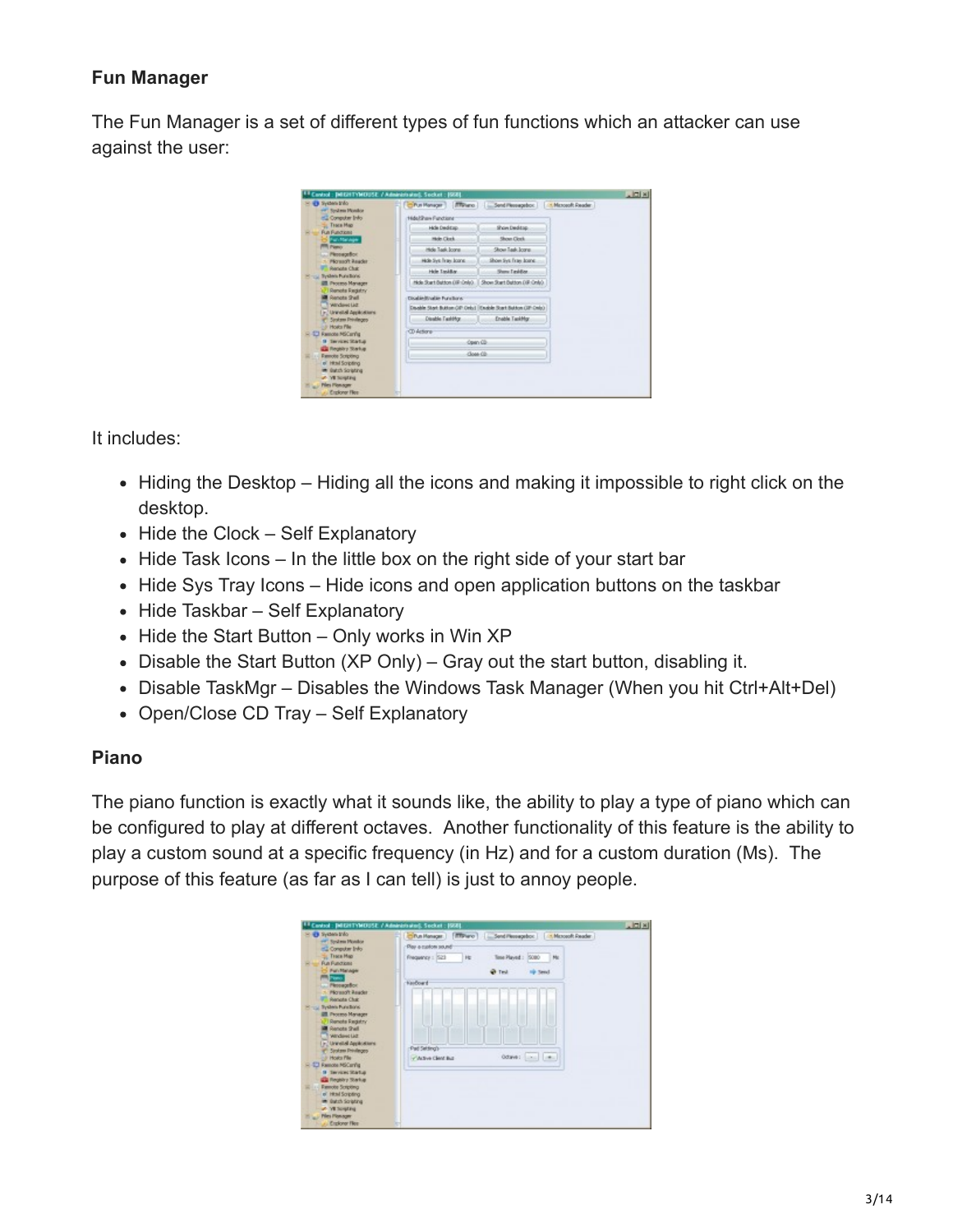**Fun Manager**

The Fun Manager is a set of different types of fun functions which an attacker can use against the user:

It includes:

- Hiding the Desktop – Hiding all the icons and making it impossible to right click on the desktop.
- Hide the Clock – Self Explanatory
- Hide Task Icons – In the little box on the right side of your start bar
- Hide Sys Tray Icons – Hide icons and open application buttons on the taskbar
- Hide Taskbar – Self Explanatory
- Hide the Start Button – Only works in Win XP
- Disable the Start Button (XP Only) – Gray out the start button, disabling it.
- Disable TaskMgr – Disables the Windows Task Manager (When you hit Ctrl+Alt+Del)
- Open/Close CD Tray – Self Explanatory

**Piano**

The piano function is exactly what it sounds like, the ability to play a type of piano which can be configured to play at different octaves.  Another functionality of this feature is the ability to play a custom sound at a specific frequency (in Hz) and for a custom duration (Ms).  The purpose of this feature (as far as I can tell) is just to annoy people.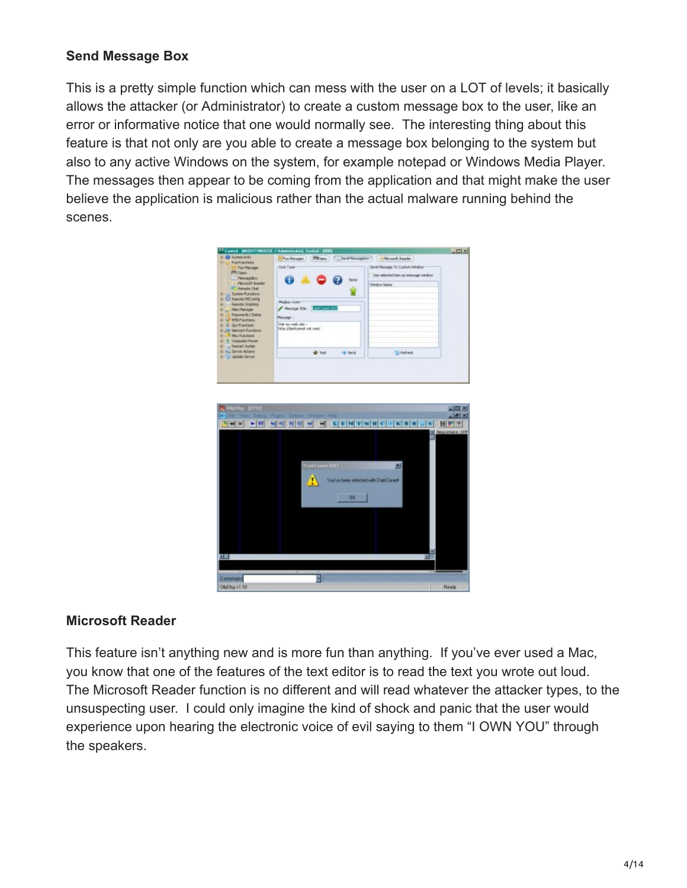### Send Message Box

This is a pretty simple function which can mess with the user on a LOT of levels; it basically allows the attacker (or Administrator) to create a custom message box to the user, like an error or informative notice that one would normally see. The interesting thing about this feature is that not only are you able to create a message box belonging to the system but also to any active Windows on the system, for example notepad or Windows Media Player. The messages then appear to be coming from the application and that might make the user believe the application is malicious rather than the actual malware running behind the scenes.

### Microsoft Reader

This feature isn't anything new and is more fun than anything. If you've ever used a Mac, you know that one of the features of the text editor is to read the text you wrote out loud. The Microsoft Reader function is no different and will read whatever the attacker types, to the unsuspecting user. I could only imagine the kind of shock and panic that the user would experience upon hearing the electronic voice of evil saying to them "I OWN YOU" through the speakers.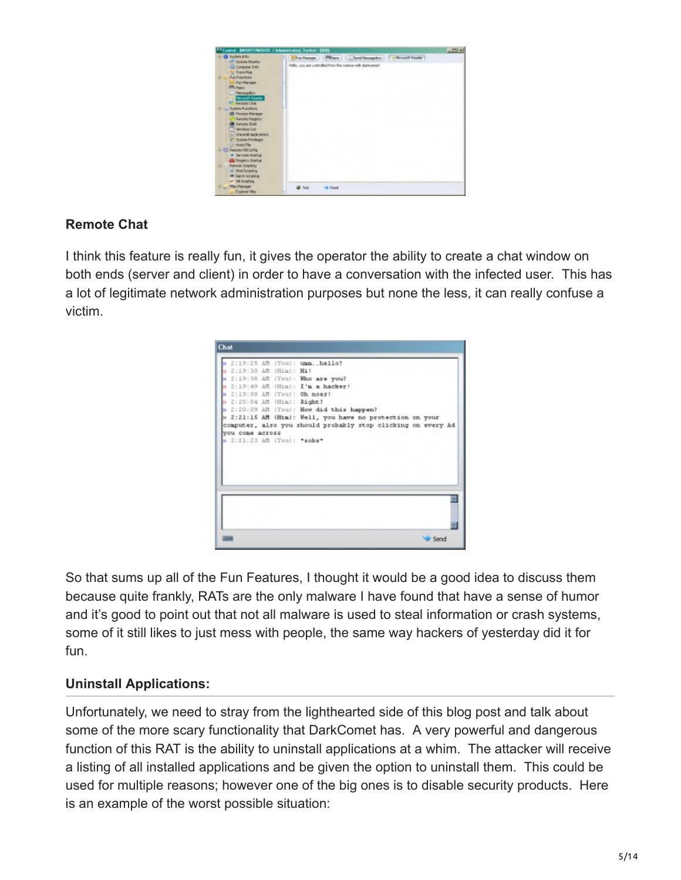**Remote Chat**

I think this feature is really fun, it gives the operator the ability to create a chat window on both ends (server and client) in order to have a conversation with the infected user. This has a lot of legitimate network administration purposes but none the less, it can really confuse a victim.

So that sums up all of the Fun Features, I thought it would be a good idea to discuss them because quite frankly, RATs are the only malware I have found that have a sense of humor and it's good to point out that not all malware is used to steal information or crash systems, some of it still likes to just mess with people, the same way hackers of yesterday did it for fun.

**Uninstall Applications:**

Unfortunately, we need to stray from the lighthearted side of this blog post and talk about some of the more scary functionality that DarkComet has. A very powerful and dangerous function of this RAT is the ability to uninstall applications at a whim. The attacker will receive a listing of all installed applications and be given the option to uninstall them. This could be used for multiple reasons; however one of the big ones is to disable security products. Here is an example of the worst possible situation: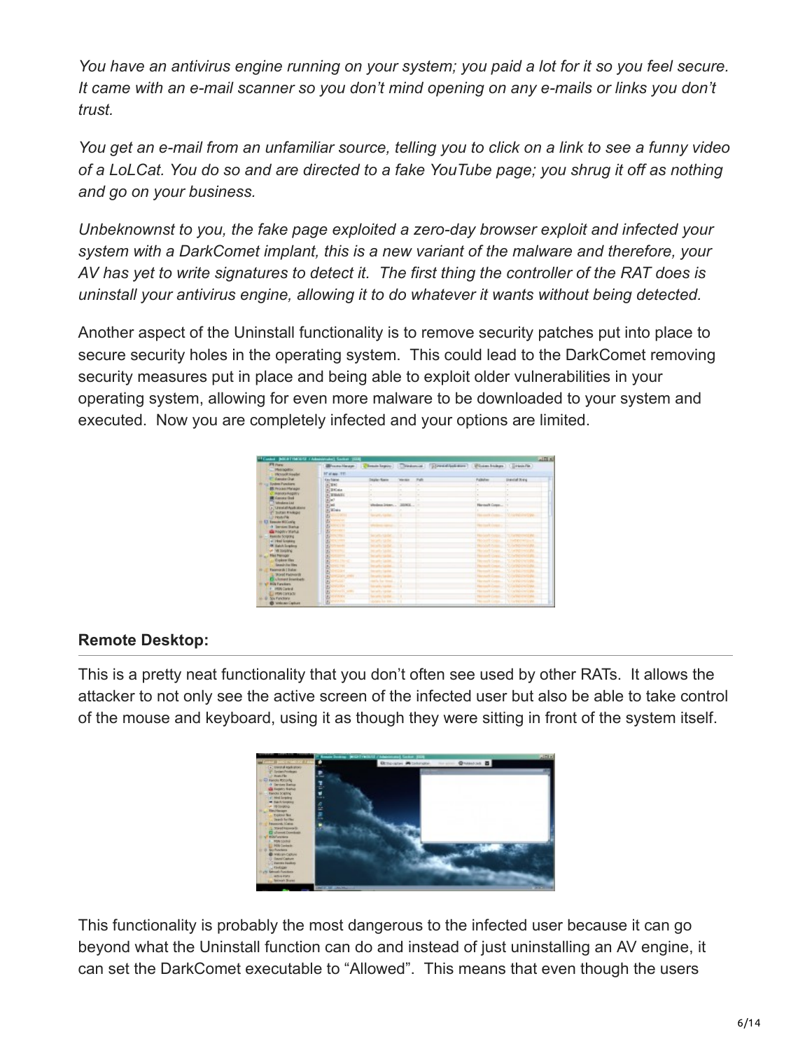*You have an antivirus engine running on your system; you paid a lot for it so you feel secure. It came with an e-mail scanner so you don't mind opening on any e-mails or links you don't trust.*

*You get an e-mail from an unfamiliar source, telling you to click on a link to see a funny video of a LoLCat. You do so and are directed to a fake YouTube page; you shrug it off as nothing and go on your business.*

*Unbeknownst to you, the fake page exploited a zero-day browser exploit and infected your system with a DarkComet implant, this is a new variant of the malware and therefore, your AV has yet to write signatures to detect it. The first thing the controller of the RAT does is uninstall your antivirus engine, allowing it to do whatever it wants without being detected.*

Another aspect of the Uninstall functionality is to remove security patches put into place to secure security holes in the operating system. This could lead to the DarkComet removing security measures put in place and being able to exploit older vulnerabilities in your operating system, allowing for even more malware to be downloaded to your system and executed. Now you are completely infected and your options are limited.

**Remote Desktop:**

This is a pretty neat functionality that you don't often see used by other RATs. It allows the attacker to not only see the active screen of the infected user but also be able to take control of the mouse and keyboard, using it as though they were sitting in front of the system itself.

This functionality is probably the most dangerous to the infected user because it can go beyond what the Uninstall function can do and instead of just uninstalling an AV engine, it can set the DarkComet executable to "Allowed". This means that even though the users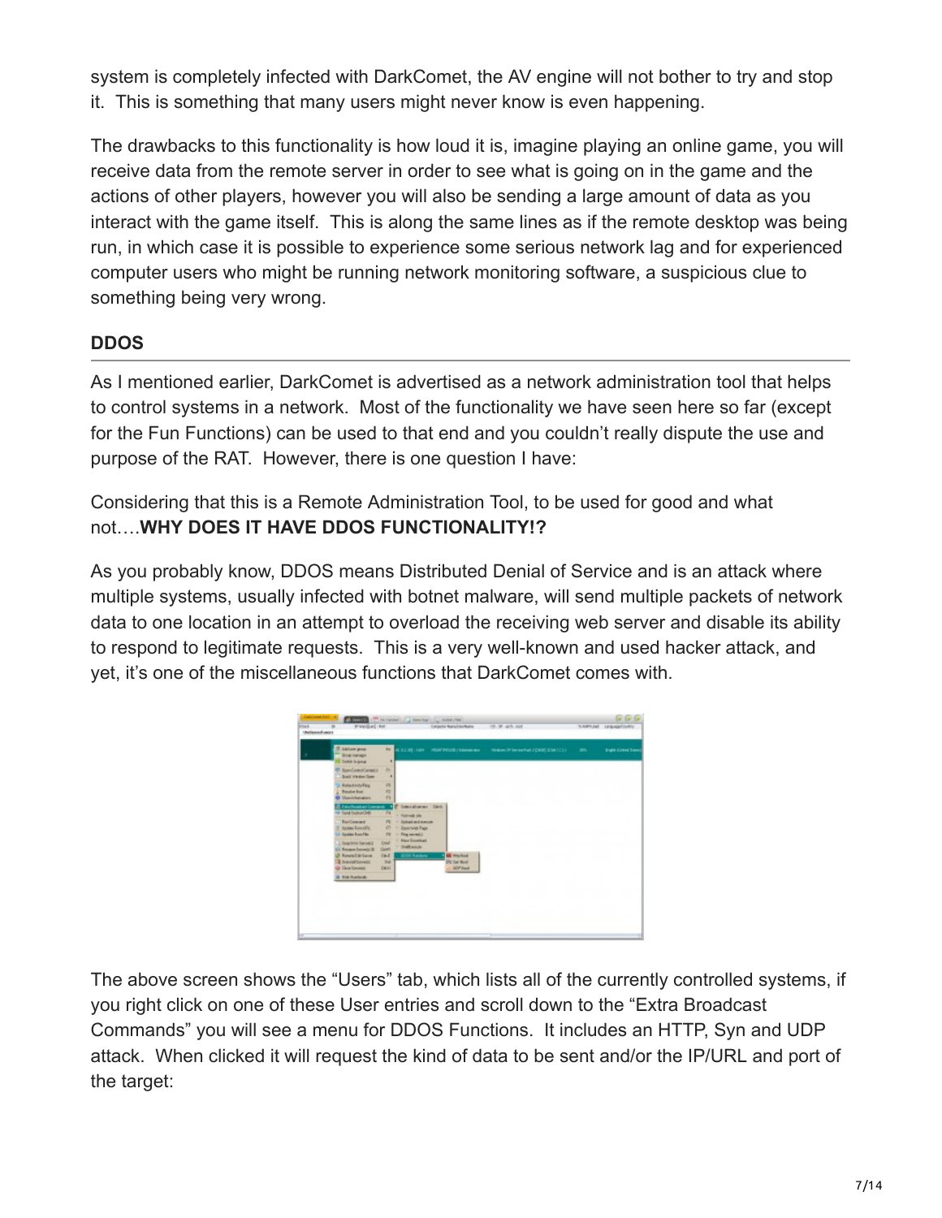system is completely infected with DarkComet, the AV engine will not bother to try and stop it.  This is something that many users might never know is even happening.

The drawbacks to this functionality is how loud it is, imagine playing an online game, you will receive data from the remote server in order to see what is going on in the game and the actions of other players, however you will also be sending a large amount of data as you interact with the game itself.  This is along the same lines as if the remote desktop was being run, in which case it is possible to experience some serious network lag and for experienced computer users who might be running network monitoring software, a suspicious clue to something being very wrong.

## DDOS

As I mentioned earlier, DarkComet is advertised as a network administration tool that helps to control systems in a network.  Most of the functionality we have seen here so far (except for the Fun Functions) can be used to that end and you couldn't really dispute the use and purpose of the RAT.  However, there is one question I have:

Considering that this is a Remote Administration Tool, to be used for good and what not….**WHY DOES IT HAVE DDOS FUNCTIONALITY!?**

As you probably know, DDOS means Distributed Denial of Service and is an attack where multiple systems, usually infected with botnet malware, will send multiple packets of network data to one location in an attempt to overload the receiving web server and disable its ability to respond to legitimate requests.  This is a very well-known and used hacker attack, and yet, it's one of the miscellaneous functions that DarkComet comes with.

The above screen shows the "Users" tab, which lists all of the currently controlled systems, if you right click on one of these User entries and scroll down to the "Extra Broadcast Commands" you will see a menu for DDOS Functions.  It includes an HTTP, Syn and UDP attack.  When clicked it will request the kind of data to be sent and/or the IP/URL and port of the target: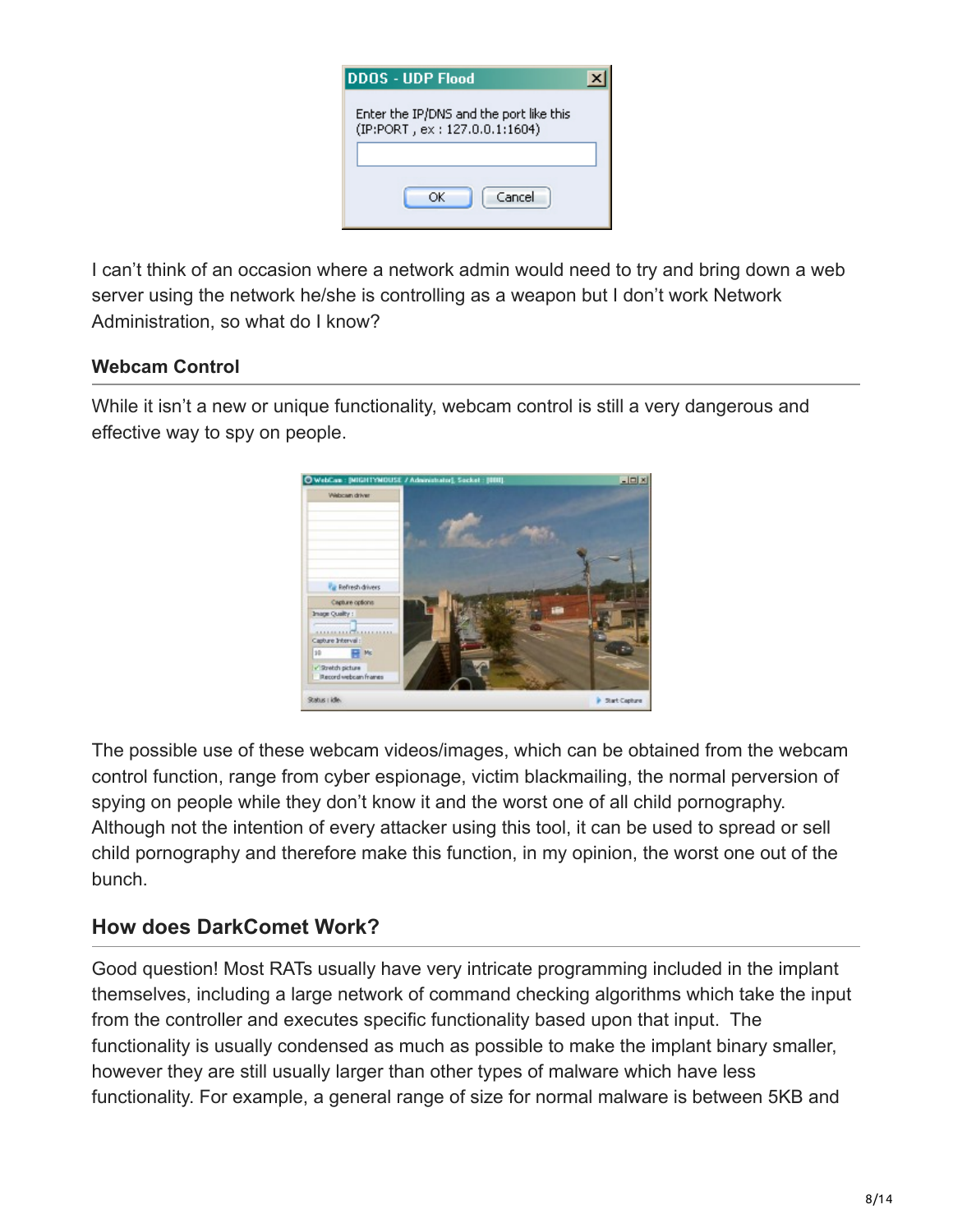I can't think of an occasion where a network admin would need to try and bring down a web server using the network he/she is controlling as a weapon but I don't work Network Administration, so what do I know?

### Webcam Control

While it isn't a new or unique functionality, webcam control is still a very dangerous and effective way to spy on people.

The possible use of these webcam videos/images, which can be obtained from the webcam control function, range from cyber espionage, victim blackmailing, the normal perversion of spying on people while they don't know it and the worst one of all child pornography. Although not the intention of every attacker using this tool, it can be used to spread or sell child pornography and therefore make this function, in my opinion, the worst one out of the bunch.

## How does DarkComet Work?

Good question! Most RATs usually have very intricate programming included in the implant themselves, including a large network of command checking algorithms which take the input from the controller and executes specific functionality based upon that input. The functionality is usually condensed as much as possible to make the implant binary smaller, however they are still usually larger than other types of malware which have less functionality. For example, a general range of size for normal malware is between 5KB and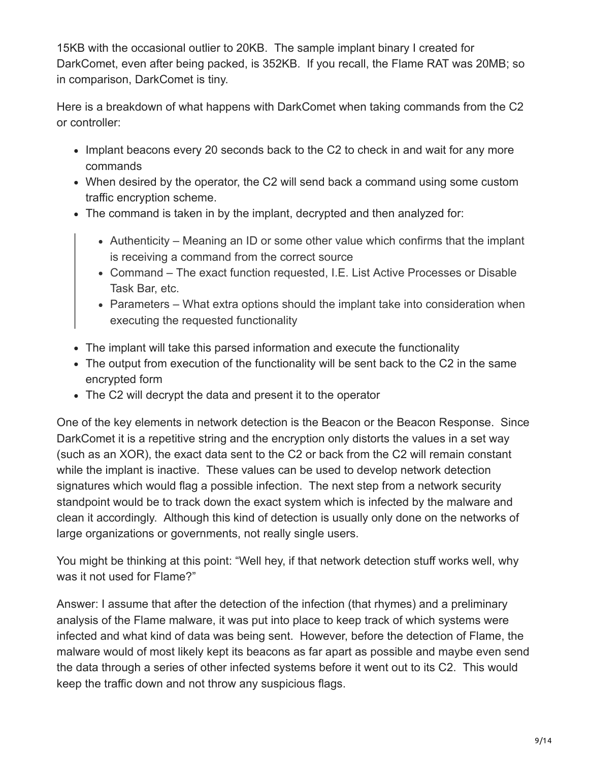15KB with the occasional outlier to 20KB. The sample implant binary I created for DarkComet, even after being packed, is 352KB. If you recall, the Flame RAT was 20MB; so in comparison, DarkComet is tiny.

Here is a breakdown of what happens with DarkComet when taking commands from the C2 or controller:

- Implant beacons every 20 seconds back to the C2 to check in and wait for any more commands
- When desired by the operator, the C2 will send back a command using some custom traffic encryption scheme.
- The command is taken in by the implant, decrypted and then analyzed for:

> - Authenticity – Meaning an ID or some other value which confirms that the implant is receiving a command from the correct source
> - Command – The exact function requested, I.E. List Active Processes or Disable Task Bar, etc.
> - Parameters – What extra options should the implant take into consideration when executing the requested functionality

- The implant will take this parsed information and execute the functionality
- The output from execution of the functionality will be sent back to the C2 in the same encrypted form
- The C2 will decrypt the data and present it to the operator

One of the key elements in network detection is the Beacon or the Beacon Response. Since DarkComet it is a repetitive string and the encryption only distorts the values in a set way (such as an XOR), the exact data sent to the C2 or back from the C2 will remain constant while the implant is inactive. These values can be used to develop network detection signatures which would flag a possible infection. The next step from a network security standpoint would be to track down the exact system which is infected by the malware and clean it accordingly. Although this kind of detection is usually only done on the networks of large organizations or governments, not really single users.

You might be thinking at this point: "Well hey, if that network detection stuff works well, why was it not used for Flame?"

Answer: I assume that after the detection of the infection (that rhymes) and a preliminary analysis of the Flame malware, it was put into place to keep track of which systems were infected and what kind of data was being sent. However, before the detection of Flame, the malware would of most likely kept its beacons as far apart as possible and maybe even send the data through a series of other infected systems before it went out to its C2. This would keep the traffic down and not throw any suspicious flags.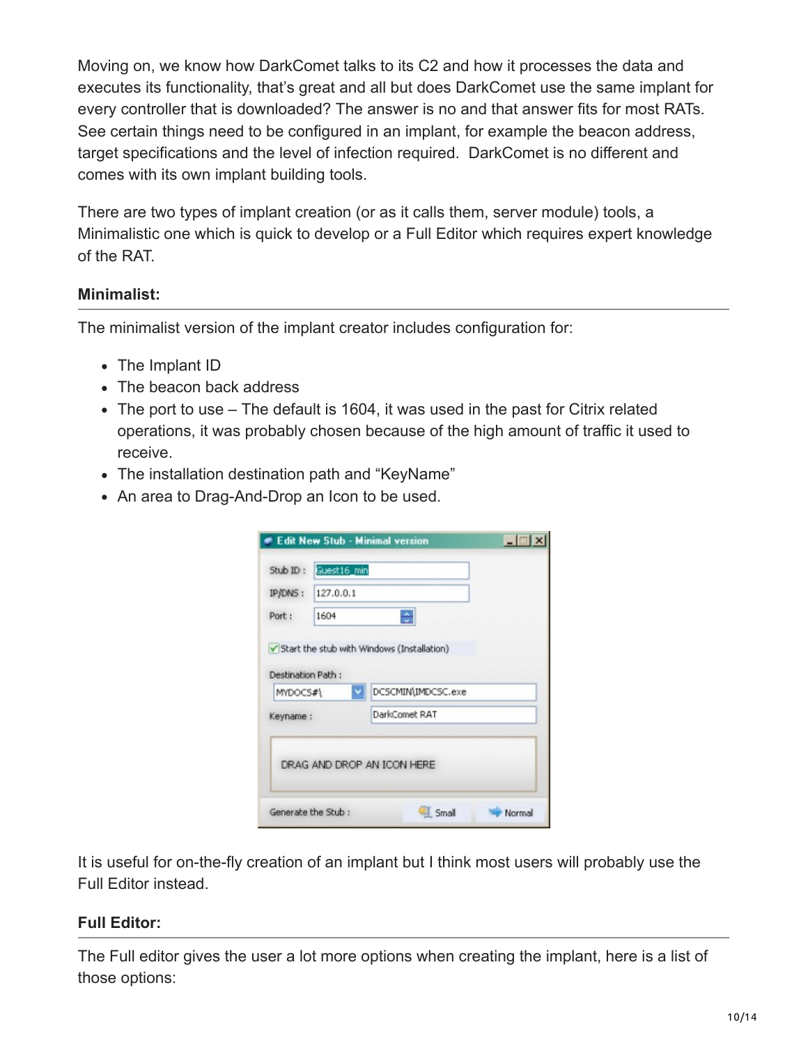Moving on, we know how DarkComet talks to its C2 and how it processes the data and executes its functionality, that's great and all but does DarkComet use the same implant for every controller that is downloaded? The answer is no and that answer fits for most RATs. See certain things need to be configured in an implant, for example the beacon address, target specifications and the level of infection required. DarkComet is no different and comes with its own implant building tools.

There are two types of implant creation (or as it calls them, server module) tools, a Minimalistic one which is quick to develop or a Full Editor which requires expert knowledge of the RAT.

### Minimalist:

The minimalist version of the implant creator includes configuration for:

- The Implant ID
- The beacon back address
- The port to use – The default is 1604, it was used in the past for Citrix related operations, it was probably chosen because of the high amount of traffic it used to receive.
- The installation destination path and "KeyName"
- An area to Drag-And-Drop an Icon to be used.

It is useful for on-the-fly creation of an implant but I think most users will probably use the Full Editor instead.

### Full Editor:

The Full editor gives the user a lot more options when creating the implant, here is a list of those options: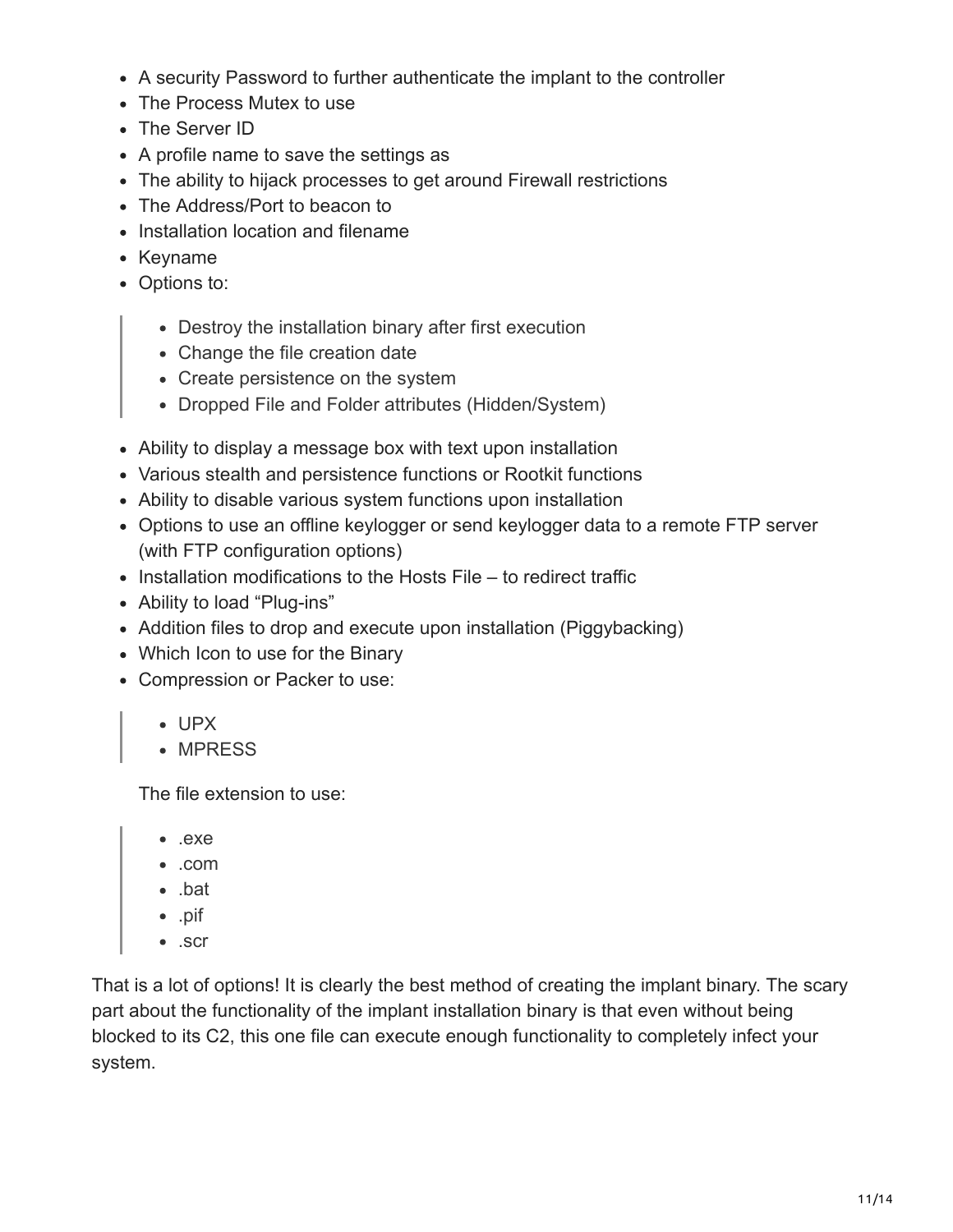- A security Password to further authenticate the implant to the controller
- The Process Mutex to use
- The Server ID
- A profile name to save the settings as
- The ability to hijack processes to get around Firewall restrictions
- The Address/Port to beacon to
- Installation location and filename
- Keyname
- Options to:

  > - Destroy the installation binary after first execution
  > - Change the file creation date
  > - Create persistence on the system
  > - Dropped File and Folder attributes (Hidden/System)

- Ability to display a message box with text upon installation
- Various stealth and persistence functions or Rootkit functions
- Ability to disable various system functions upon installation
- Options to use an offline keylogger or send keylogger data to a remote FTP server (with FTP configuration options)
- Installation modifications to the Hosts File – to redirect traffic
- Ability to load "Plug-ins"
- Addition files to drop and execute upon installation (Piggybacking)
- Which Icon to use for the Binary
- Compression or Packer to use:

  > - UPX
  > - MPRESS

  The file extension to use:

  > - .exe
  > - .com
  > - .bat
  > - .pif
  > - .scr

That is a lot of options! It is clearly the best method of creating the implant binary. The scary part about the functionality of the implant installation binary is that even without being blocked to its C2, this one file can execute enough functionality to completely infect your system.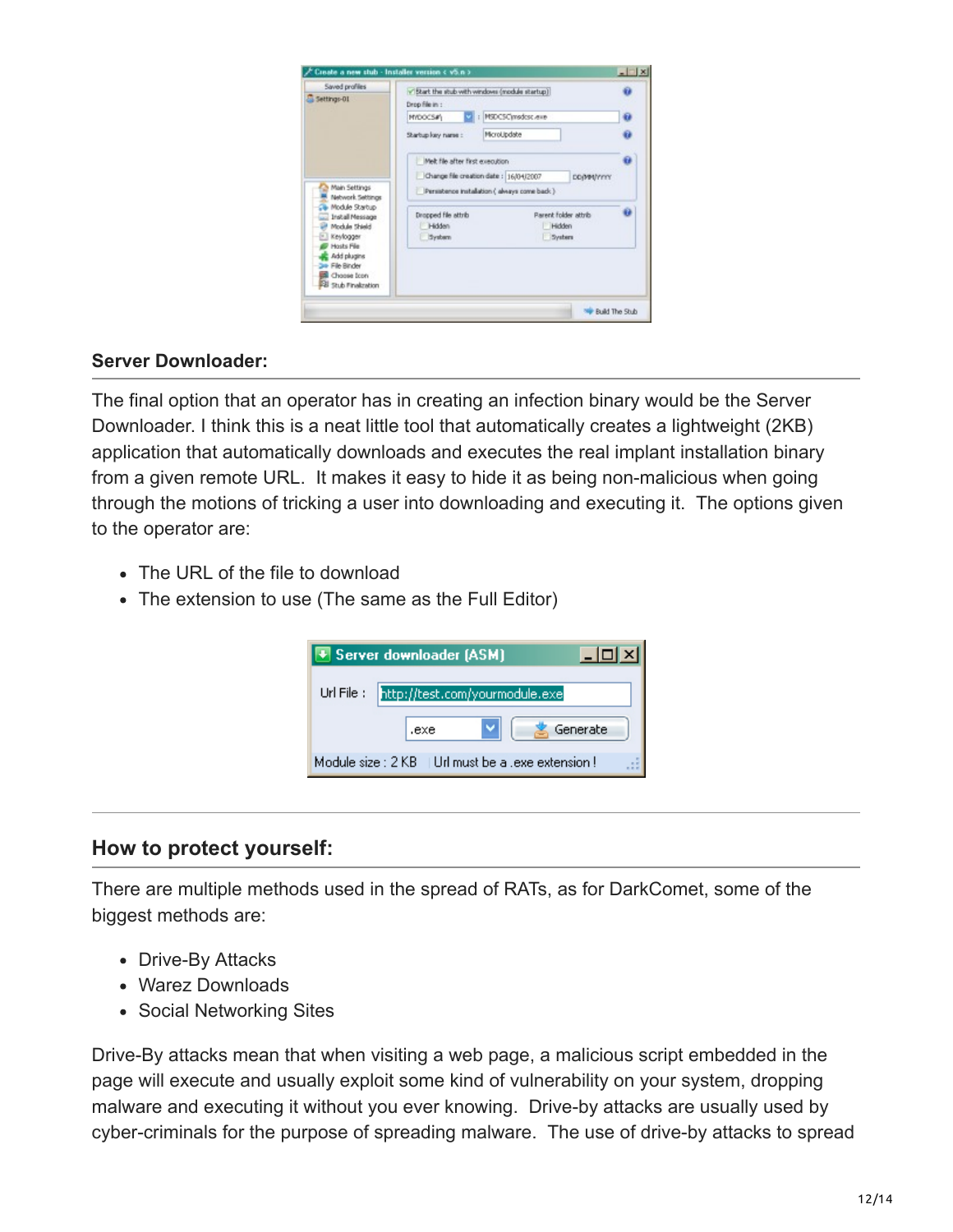## Server Downloader:

The final option that an operator has in creating an infection binary would be the Server Downloader. I think this is a neat little tool that automatically creates a lightweight (2KB) application that automatically downloads and executes the real implant installation binary from a given remote URL. It makes it easy to hide it as being non-malicious when going through the motions of tricking a user into downloading and executing it. The options given to the operator are:

- The URL of the file to download
- The extension to use (The same as the Full Editor)

## How to protect yourself:

There are multiple methods used in the spread of RATs, as for DarkComet, some of the biggest methods are:

- Drive-By Attacks
- Warez Downloads
- Social Networking Sites

Drive-By attacks mean that when visiting a web page, a malicious script embedded in the page will execute and usually exploit some kind of vulnerability on your system, dropping malware and executing it without you ever knowing. Drive-by attacks are usually used by cyber-criminals for the purpose of spreading malware. The use of drive-by attacks to spread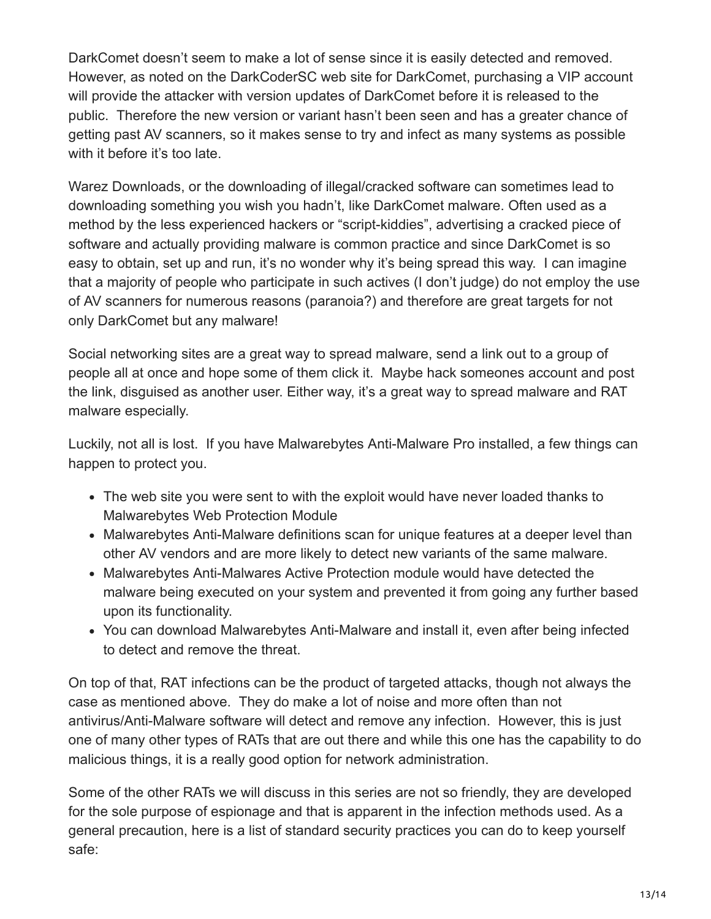DarkComet doesn’t seem to make a lot of sense since it is easily detected and removed. However, as noted on the DarkCoderSC web site for DarkComet, purchasing a VIP account will provide the attacker with version updates of DarkComet before it is released to the public. Therefore the new version or variant hasn’t been seen and has a greater chance of getting past AV scanners, so it makes sense to try and infect as many systems as possible with it before it’s too late.

Warez Downloads, or the downloading of illegal/cracked software can sometimes lead to downloading something you wish you hadn’t, like DarkComet malware. Often used as a method by the less experienced hackers or “script-kiddies”, advertising a cracked piece of software and actually providing malware is common practice and since DarkComet is so easy to obtain, set up and run, it’s no wonder why it’s being spread this way. I can imagine that a majority of people who participate in such actives (I don’t judge) do not employ the use of AV scanners for numerous reasons (paranoia?) and therefore are great targets for not only DarkComet but any malware!

Social networking sites are a great way to spread malware, send a link out to a group of people all at once and hope some of them click it. Maybe hack someones account and post the link, disguised as another user. Either way, it’s a great way to spread malware and RAT malware especially.

Luckily, not all is lost. If you have Malwarebytes Anti-Malware Pro installed, a few things can happen to protect you.

- The web site you were sent to with the exploit would have never loaded thanks to Malwarebytes Web Protection Module
- Malwarebytes Anti-Malware definitions scan for unique features at a deeper level than other AV vendors and are more likely to detect new variants of the same malware.
- Malwarebytes Anti-Malwares Active Protection module would have detected the malware being executed on your system and prevented it from going any further based upon its functionality.
- You can download Malwarebytes Anti-Malware and install it, even after being infected to detect and remove the threat.

On top of that, RAT infections can be the product of targeted attacks, though not always the case as mentioned above. They do make a lot of noise and more often than not antivirus/Anti-Malware software will detect and remove any infection. However, this is just one of many other types of RATs that are out there and while this one has the capability to do malicious things, it is a really good option for network administration.

Some of the other RATs we will discuss in this series are not so friendly, they are developed for the sole purpose of espionage and that is apparent in the infection methods used. As a general precaution, here is a list of standard security practices you can do to keep yourself safe: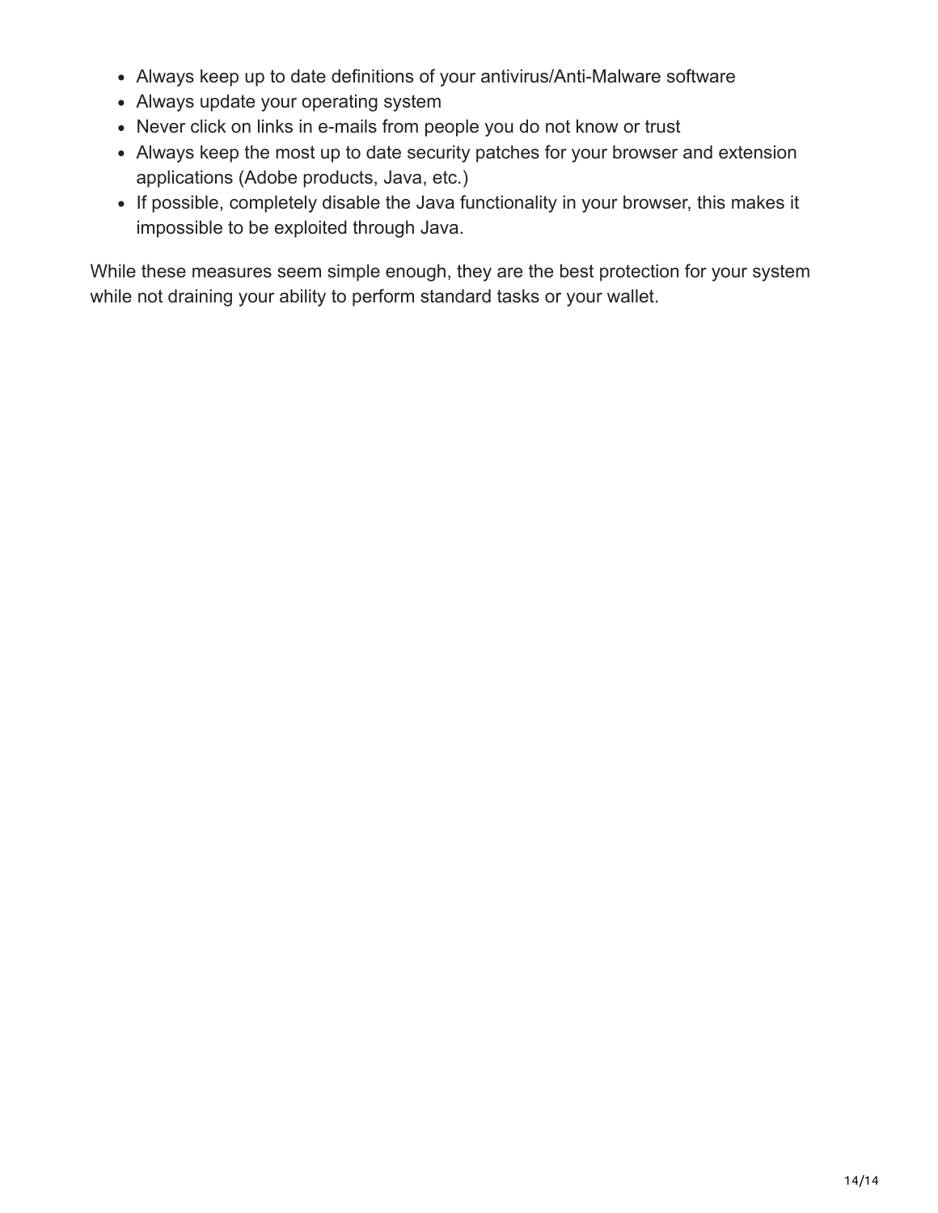- Always keep up to date definitions of your antivirus/Anti-Malware software
- Always update your operating system
- Never click on links in e-mails from people you do not know or trust
- Always keep the most up to date security patches for your browser and extension applications (Adobe products, Java, etc.)
- If possible, completely disable the Java functionality in your browser, this makes it impossible to be exploited through Java.

While these measures seem simple enough, they are the best protection for your system while not draining your ability to perform standard tasks or your wallet.